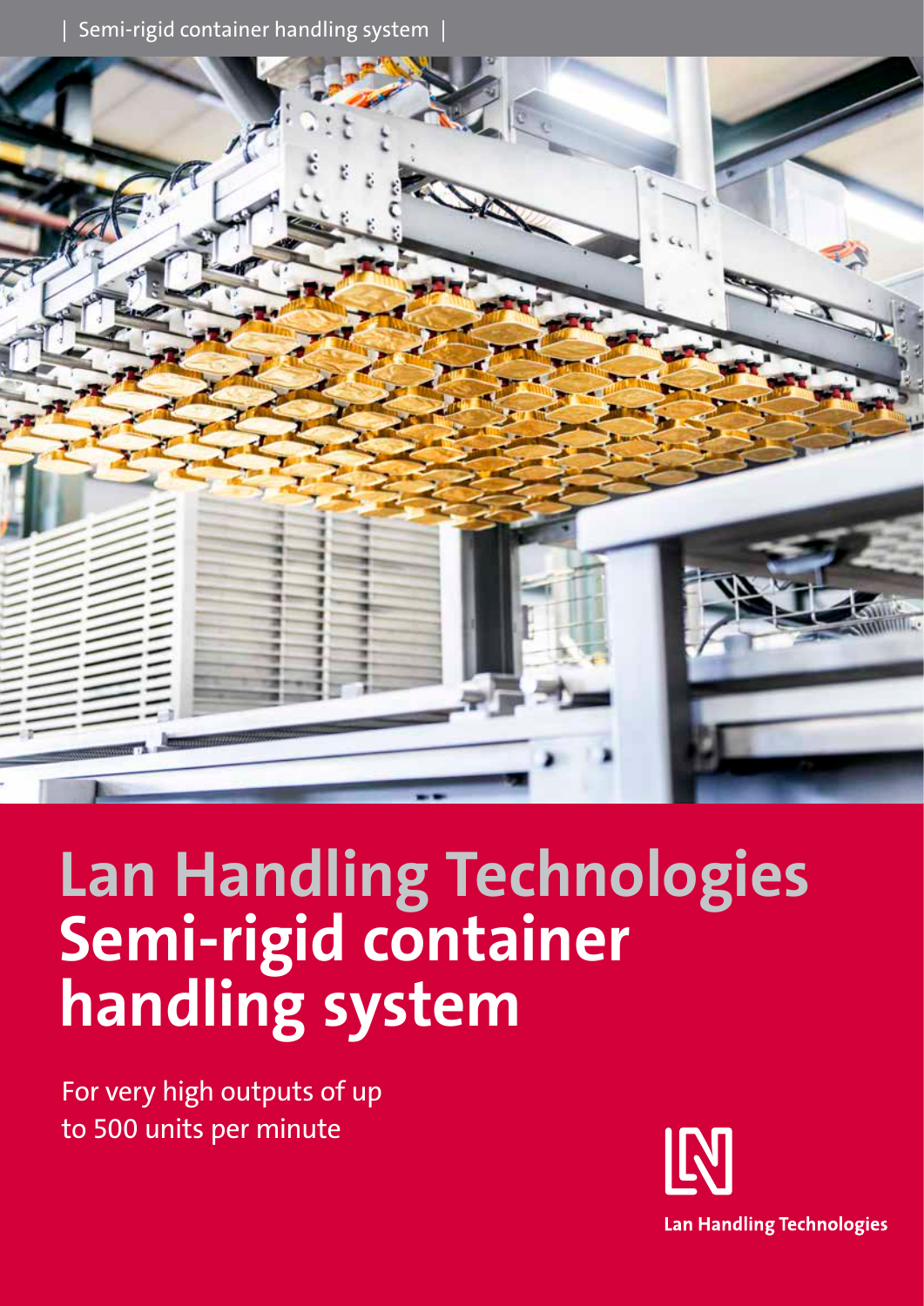| Semi-rigid container handling system |

# Lan Handling Technologies Semi-rigid container handling system

For very high outputs of up to 500 units per minute

Lan Handling Technologies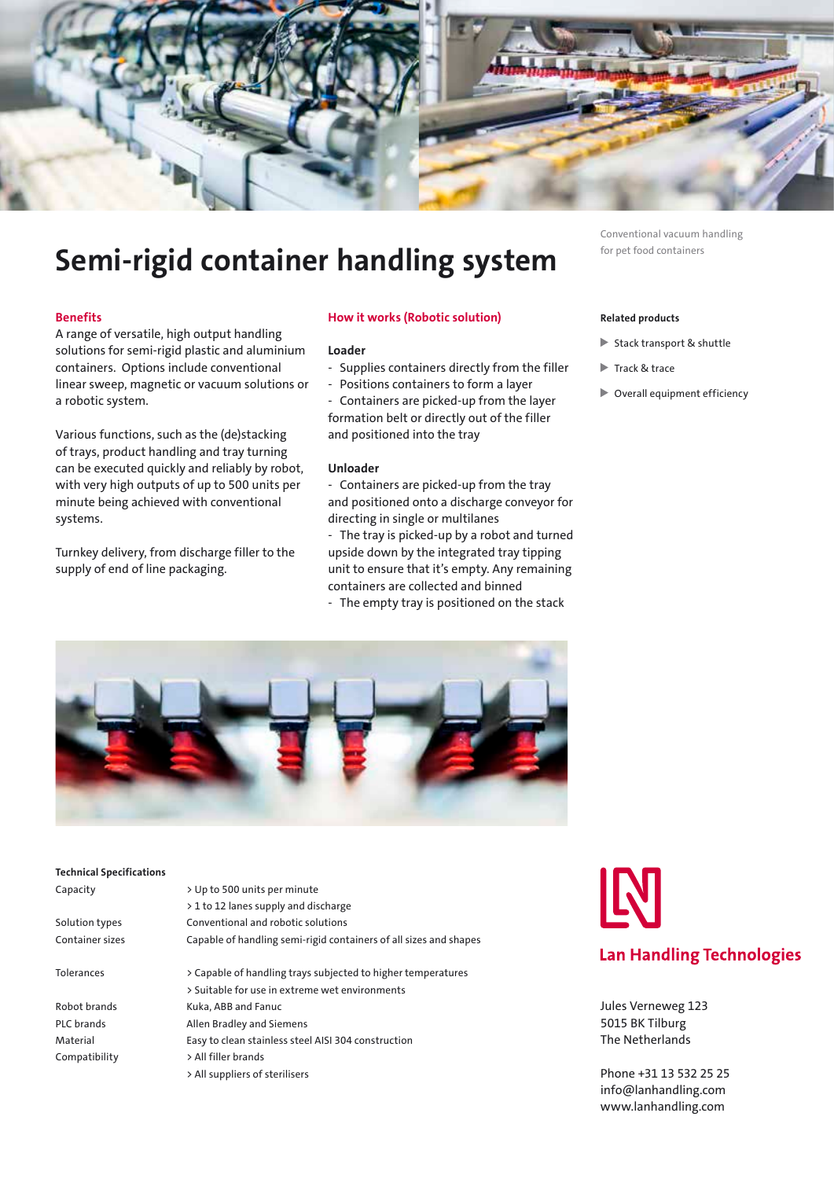# Semi-rigid container handling system

Conventional vacuum handling for pet food containers

### Benefits

A range of versatile, high output handling solutions for semi-rigid plastic and aluminium containers. Options include conventional linear sweep, magnetic or vacuum solutions or a robotic system.

Various functions, such as the (de)stacking of trays, product handling and tray turning can be executed quickly and reliably by robot, with very high outputs of up to 500 units per minute being achieved with conventional systems.

Turnkey delivery, from discharge filler to the supply of end of line packaging.

### How it works (Robotic solution)

**Loader**

- Supplies containers directly from the filler
- Positions containers to form a layer
- Containers are picked-up from the layer formation belt or directly out of the filler and positioned into the tray

**Unloader**

- Containers are picked-up from the tray and positioned onto a discharge conveyor for directing in single or multilanes
- The tray is picked-up by a robot and turned upside down by the integrated tray tipping unit to ensure that it's empty. Any remaining containers are collected and binned
- The empty tray is positioned on the stack

**Related products**

- Stack transport & shuttle
- Track & trace
- Overall equipment efficiency

**Technical Specifications**

| | |
|---|---|
| Capacity | > Up to 500 units per minute<br>> 1 to 12 lanes supply and discharge |
| Solution types | Conventional and robotic solutions |
| Container sizes | Capable of handling semi-rigid containers of all sizes and shapes |
| Tolerances | > Capable of handling trays subjected to higher temperatures<br>> Suitable for use in extreme wet environments |
| Robot brands | Kuka, ABB and Fanuc |
| PLC brands | Allen Bradley and Siemens |
| Material | Easy to clean stainless steel AISI 304 construction |
| Compatibility | > All filler brands<br>> All suppliers of sterilisers |

**Lan Handling Technologies**

Jules Verneweg 123
5015 BK Tilburg
The Netherlands

Phone +31 13 532 25 25
info@lanhandling.com
www.lanhandling.com